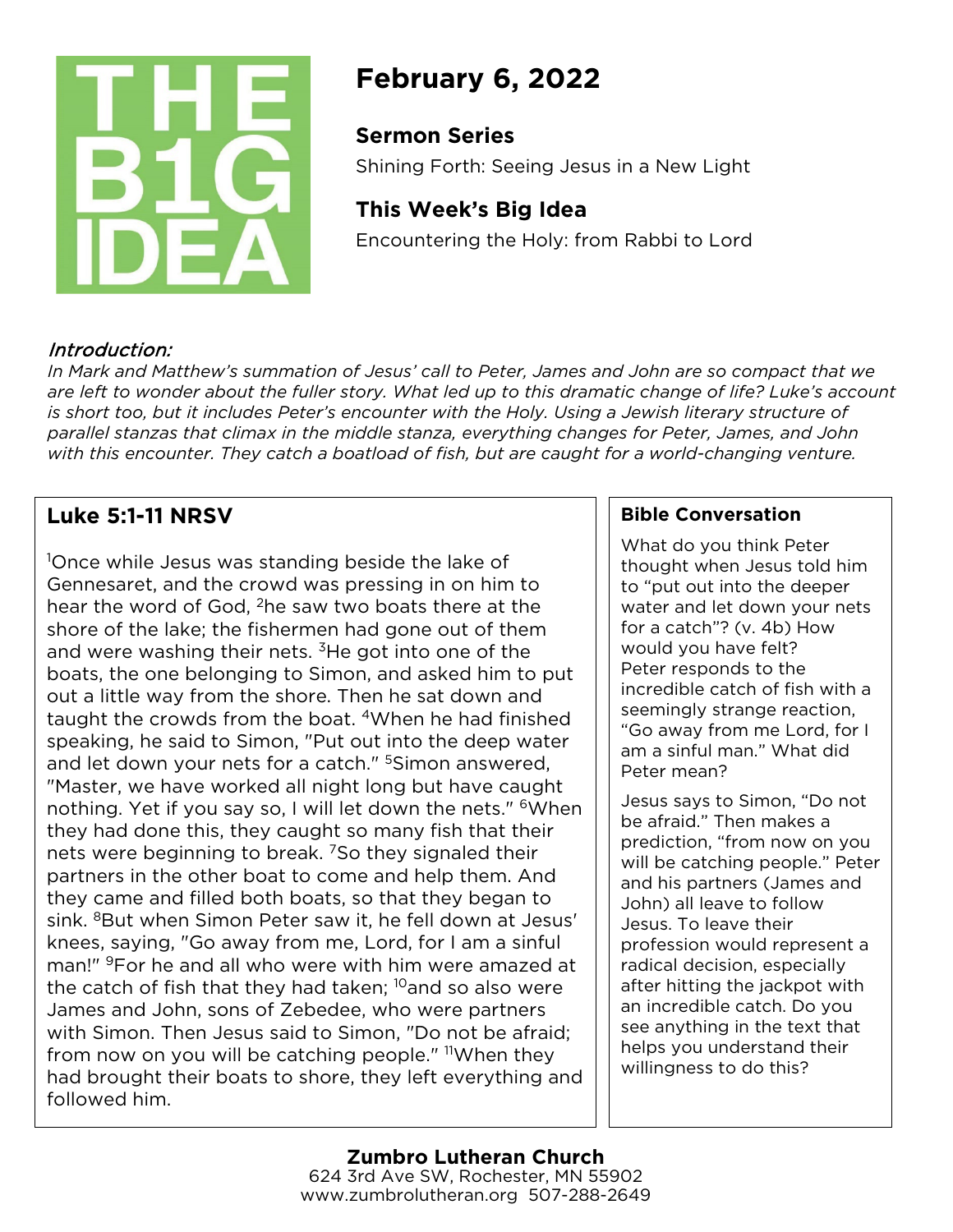THE B1G IDEA

# February 6, 2022

## Sermon Series

Shining Forth: Seeing Jesus in a New Light

## This Week's Big Idea

Encountering the Holy: from Rabbi to Lord

*Introduction:*

*In Mark and Matthew's summation of Jesus' call to Peter, James and John are so compact that we are left to wonder about the fuller story. What led up to this dramatic change of life? Luke's account is short too, but it includes Peter's encounter with the Holy. Using a Jewish literary structure of parallel stanzas that climax in the middle stanza, everything changes for Peter, James, and John with this encounter. They catch a boatload of fish, but are caught for a world-changing venture.*

## Luke 5:1-11 NRSV

[1]Once while Jesus was standing beside the lake of Gennesaret, and the crowd was pressing in on him to hear the word of God, [2]he saw two boats there at the shore of the lake; the fishermen had gone out of them and were washing their nets. [3]He got into one of the boats, the one belonging to Simon, and asked him to put out a little way from the shore. Then he sat down and taught the crowds from the boat. [4]When he had finished speaking, he said to Simon, "Put out into the deep water and let down your nets for a catch." [5]Simon answered, "Master, we have worked all night long but have caught nothing. Yet if you say so, I will let down the nets." [6]When they had done this, they caught so many fish that their nets were beginning to break. [7]So they signaled their partners in the other boat to come and help them. And they came and filled both boats, so that they began to sink. [8]But when Simon Peter saw it, he fell down at Jesus' knees, saying, "Go away from me, Lord, for I am a sinful man!" [9]For he and all who were with him were amazed at the catch of fish that they had taken; [10]and so also were James and John, sons of Zebedee, who were partners with Simon. Then Jesus said to Simon, "Do not be afraid; from now on you will be catching people." [11]When they had brought their boats to shore, they left everything and followed him.

### Bible Conversation

What do you think Peter thought when Jesus told him to "put out into the deeper water and let down your nets for a catch"? (v. 4b) How would you have felt? Peter responds to the incredible catch of fish with a seemingly strange reaction, "Go away from me Lord, for I am a sinful man." What did Peter mean?

Jesus says to Simon, "Do not be afraid." Then makes a prediction, "from now on you will be catching people." Peter and his partners (James and John) all leave to follow Jesus. To leave their profession would represent a radical decision, especially after hitting the jackpot with an incredible catch. Do you see anything in the text that helps you understand their willingness to do this?

**Zumbro Lutheran Church**
624 3rd Ave SW, Rochester, MN 55902
www.zumbrolutheran.org 507-288-2649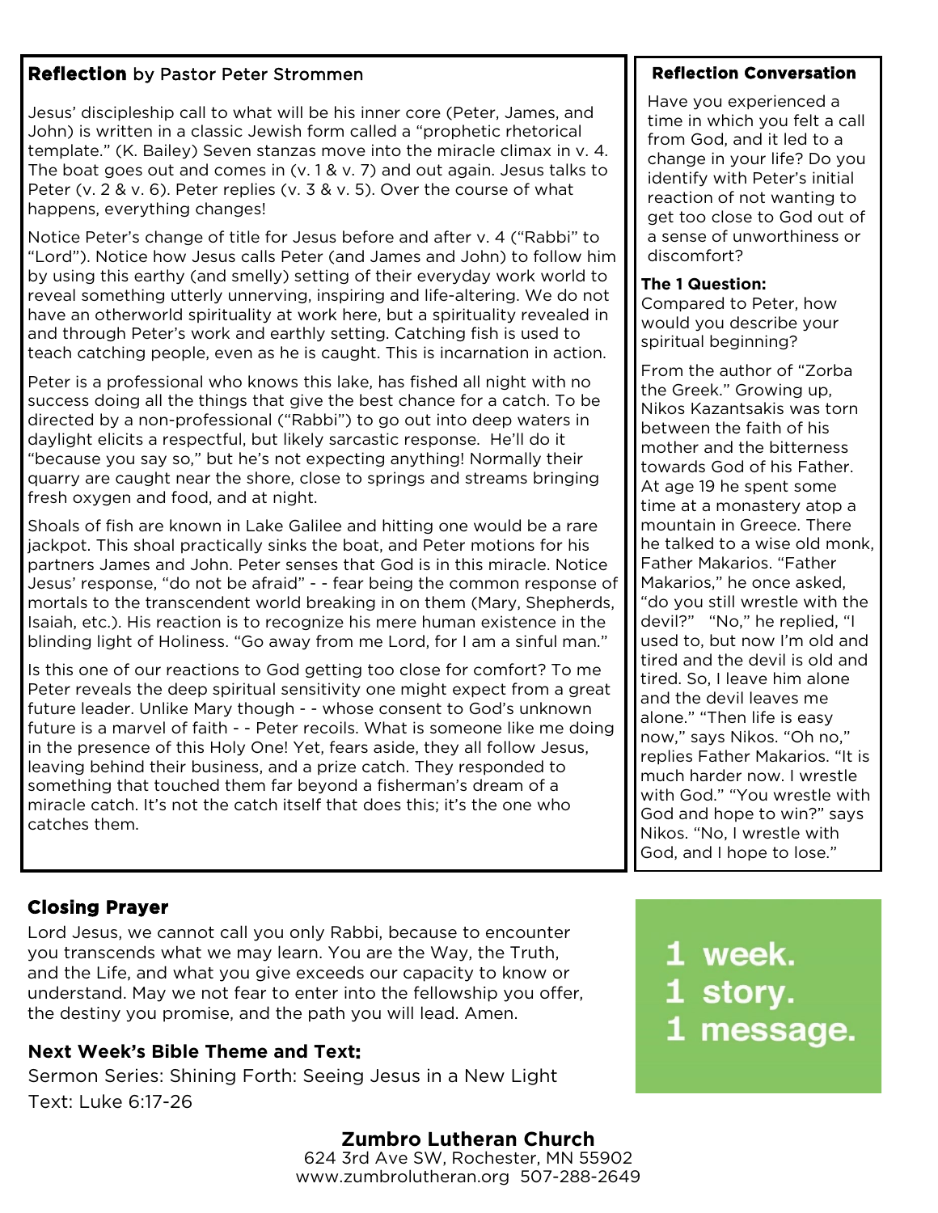## **Reflection** by Pastor Peter Strommen

Jesus' discipleship call to what will be his inner core (Peter, James, and John) is written in a classic Jewish form called a "prophetic rhetorical template." (K. Bailey) Seven stanzas move into the miracle climax in v. 4. The boat goes out and comes in (v. 1 & v. 7) and out again. Jesus talks to Peter (v. 2 & v. 6). Peter replies (v. 3 & v. 5). Over the course of what happens, everything changes!

Notice Peter's change of title for Jesus before and after v. 4 ("Rabbi" to "Lord"). Notice how Jesus calls Peter (and James and John) to follow him by using this earthy (and smelly) setting of their everyday work world to reveal something utterly unnerving, inspiring and life-altering. We do not have an otherworld spirituality at work here, but a spirituality revealed in and through Peter's work and earthly setting. Catching fish is used to teach catching people, even as he is caught. This is incarnation in action.

Peter is a professional who knows this lake, has fished all night with no success doing all the things that give the best chance for a catch. To be directed by a non-professional ("Rabbi") to go out into deep waters in daylight elicits a respectful, but likely sarcastic response. He'll do it "because you say so," but he's not expecting anything! Normally their quarry are caught near the shore, close to springs and streams bringing fresh oxygen and food, and at night.

Shoals of fish are known in Lake Galilee and hitting one would be a rare jackpot. This shoal practically sinks the boat, and Peter motions for his partners James and John. Peter senses that God is in this miracle. Notice Jesus' response, "do not be afraid" - - fear being the common response of mortals to the transcendent world breaking in on them (Mary, Shepherds, Isaiah, etc.). His reaction is to recognize his mere human existence in the blinding light of Holiness. "Go away from me Lord, for I am a sinful man."

Is this one of our reactions to God getting too close for comfort? To me Peter reveals the deep spiritual sensitivity one might expect from a great future leader. Unlike Mary though - - whose consent to God's unknown future is a marvel of faith - - Peter recoils. What is someone like me doing in the presence of this Holy One! Yet, fears aside, they all follow Jesus, leaving behind their business, and a prize catch. They responded to something that touched them far beyond a fisherman's dream of a miracle catch. It's not the catch itself that does this; it's the one who catches them.

### Reflection Conversation

Have you experienced a time in which you felt a call from God, and it led to a change in your life? Do you identify with Peter's initial reaction of not wanting to get too close to God out of a sense of unworthiness or discomfort?

**The 1 Question:**
Compared to Peter, how would you describe your spiritual beginning?

From the author of "Zorba the Greek." Growing up, Nikos Kazantsakis was torn between the faith of his mother and the bitterness towards God of his Father. At age 19 he spent some time at a monastery atop a mountain in Greece. There he talked to a wise old monk, Father Makarios. "Father Makarios," he once asked, "do you still wrestle with the devil?" "No," he replied, "I used to, but now I'm old and tired and the devil is old and tired. So, I leave him alone and the devil leaves me alone." "Then life is easy now," says Nikos. "Oh no," replies Father Makarios. "It is much harder now. I wrestle with God." "You wrestle with God and hope to win?" says Nikos. "No, I wrestle with God, and I hope to lose."

## Closing Prayer

Lord Jesus, we cannot call you only Rabbi, because to encounter you transcends what we may learn. You are the Way, the Truth, and the Life, and what you give exceeds our capacity to know or understand. May we not fear to enter into the fellowship you offer, the destiny you promise, and the path you will lead. Amen.

**1 week.**
**1 story.**
**1 message.**

### Next Week's Bible Theme and Text:

Sermon Series: Shining Forth: Seeing Jesus in a New Light
Text: Luke 6:17-26

**Zumbro Lutheran Church**
624 3rd Ave SW, Rochester, MN 55902
www.zumbrolutheran.org 507-288-2649